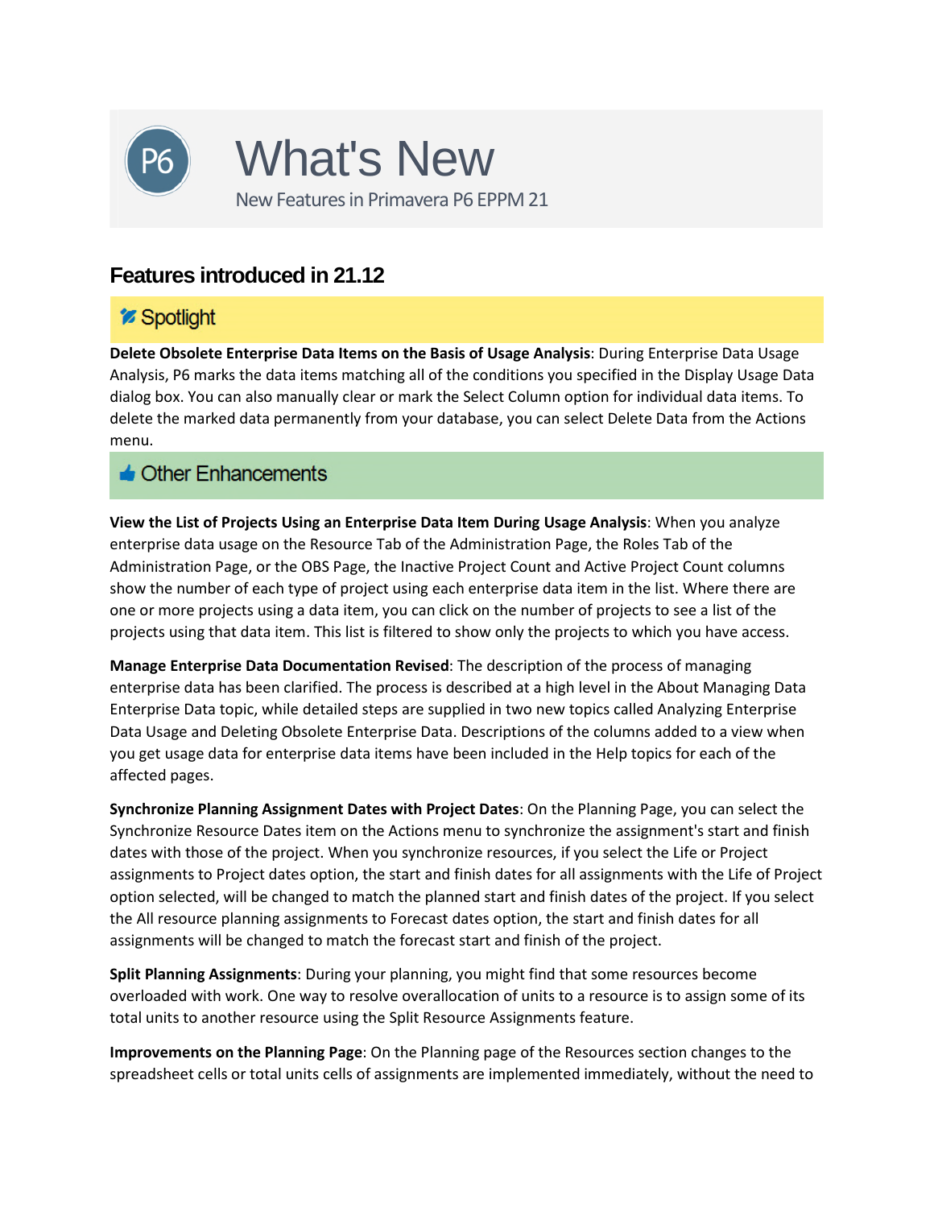# What's New

New Features in Primavera P6 EPPM 21

## Features introduced in 21.12

### Spotlight

**Delete Obsolete Enterprise Data Items on the Basis of Usage Analysis**: During Enterprise Data Usage Analysis, P6 marks the data items matching all of the conditions you specified in the Display Usage Data dialog box. You can also manually clear or mark the Select Column option for individual data items. To delete the marked data permanently from your database, you can select Delete Data from the Actions menu.

### Other Enhancements

**View the List of Projects Using an Enterprise Data Item During Usage Analysis**: When you analyze enterprise data usage on the Resource Tab of the Administration Page, the Roles Tab of the Administration Page, or the OBS Page, the Inactive Project Count and Active Project Count columns show the number of each type of project using each enterprise data item in the list. Where there are one or more projects using a data item, you can click on the number of projects to see a list of the projects using that data item. This list is filtered to show only the projects to which you have access.

**Manage Enterprise Data Documentation Revised**: The description of the process of managing enterprise data has been clarified. The process is described at a high level in the About Managing Data Enterprise Data topic, while detailed steps are supplied in two new topics called Analyzing Enterprise Data Usage and Deleting Obsolete Enterprise Data. Descriptions of the columns added to a view when you get usage data for enterprise data items have been included in the Help topics for each of the affected pages.

**Synchronize Planning Assignment Dates with Project Dates**: On the Planning Page, you can select the Synchronize Resource Dates item on the Actions menu to synchronize the assignment's start and finish dates with those of the project. When you synchronize resources, if you select the Life or Project assignments to Project dates option, the start and finish dates for all assignments with the Life of Project option selected, will be changed to match the planned start and finish dates of the project. If you select the All resource planning assignments to Forecast dates option, the start and finish dates for all assignments will be changed to match the forecast start and finish of the project.

**Split Planning Assignments**: During your planning, you might find that some resources become overloaded with work. One way to resolve overallocation of units to a resource is to assign some of its total units to another resource using the Split Resource Assignments feature.

**Improvements on the Planning Page**: On the Planning page of the Resources section changes to the spreadsheet cells or total units cells of assignments are implemented immediately, without the need to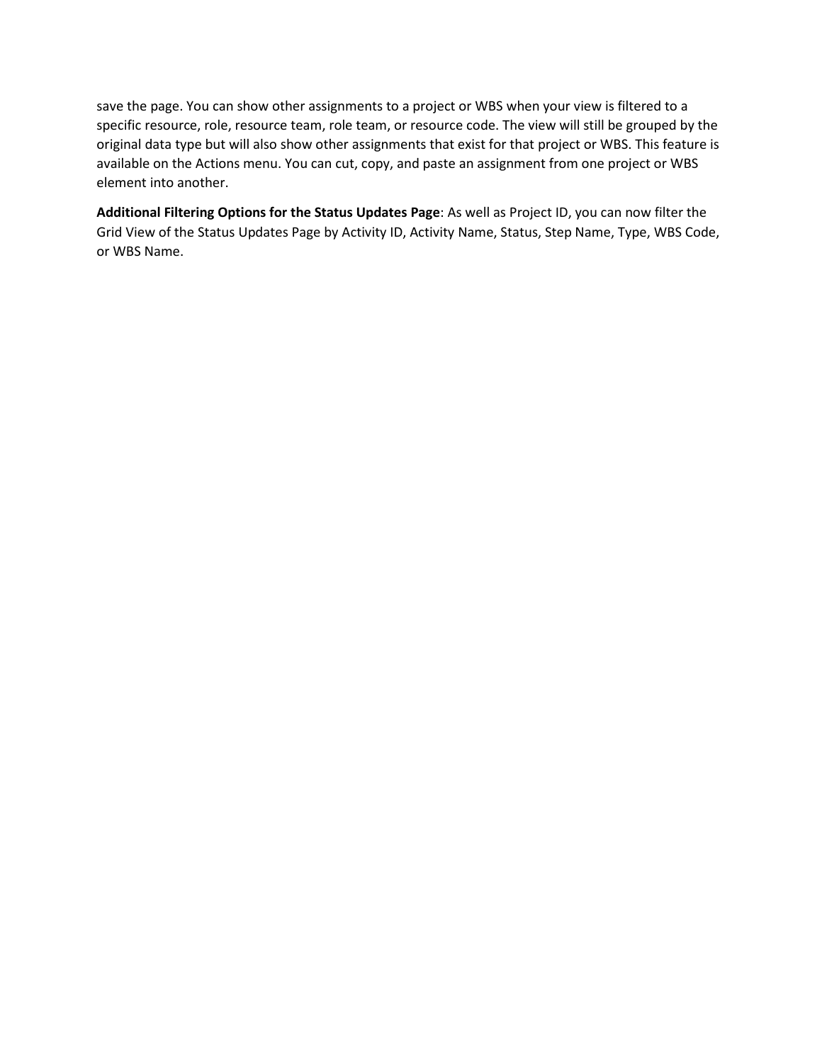save the page. You can show other assignments to a project or WBS when your view is filtered to a specific resource, role, resource team, role team, or resource code. The view will still be grouped by the original data type but will also show other assignments that exist for that project or WBS. This feature is available on the Actions menu. You can cut, copy, and paste an assignment from one project or WBS element into another.

**Additional Filtering Options for the Status Updates Page**: As well as Project ID, you can now filter the Grid View of the Status Updates Page by Activity ID, Activity Name, Status, Step Name, Type, WBS Code, or WBS Name.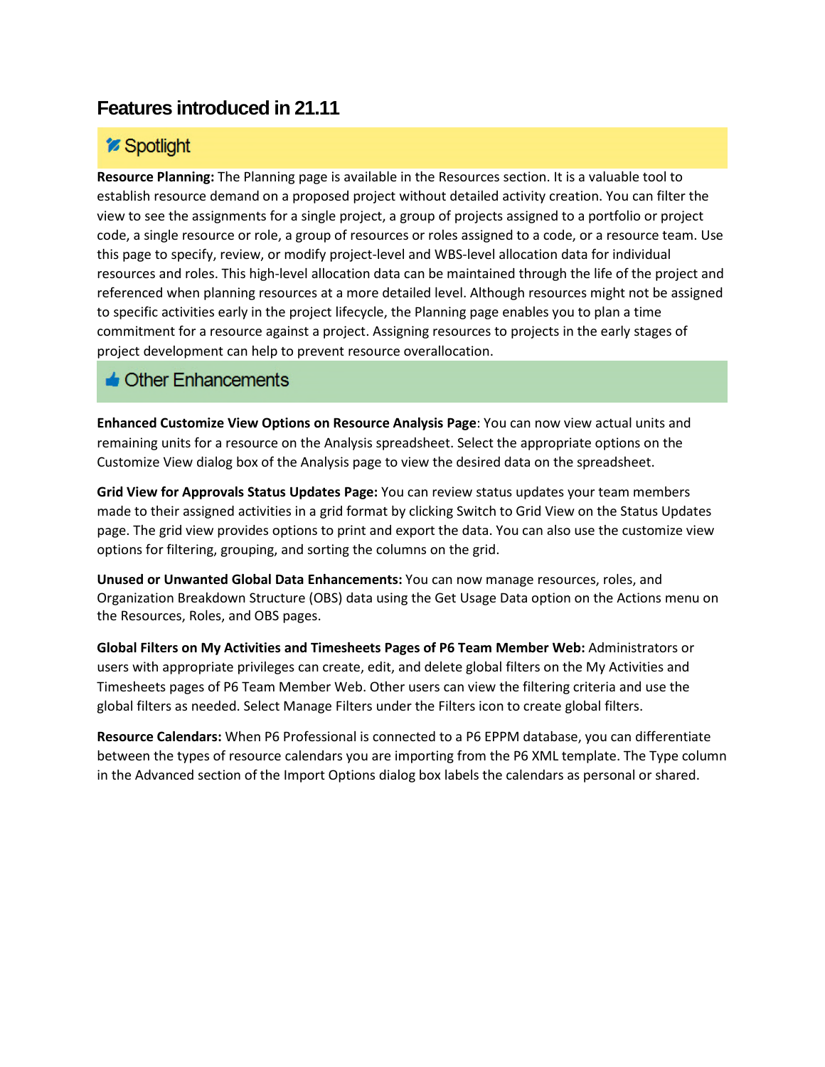# Features introduced in 21.11

## Spotlight

**Resource Planning:** The Planning page is available in the Resources section. It is a valuable tool to establish resource demand on a proposed project without detailed activity creation. You can filter the view to see the assignments for a single project, a group of projects assigned to a portfolio or project code, a single resource or role, a group of resources or roles assigned to a code, or a resource team. Use this page to specify, review, or modify project-level and WBS-level allocation data for individual resources and roles. This high-level allocation data can be maintained through the life of the project and referenced when planning resources at a more detailed level. Although resources might not be assigned to specific activities early in the project lifecycle, the Planning page enables you to plan a time commitment for a resource against a project. Assigning resources to projects in the early stages of project development can help to prevent resource overallocation.

## Other Enhancements

**Enhanced Customize View Options on Resource Analysis Page**: You can now view actual units and remaining units for a resource on the Analysis spreadsheet. Select the appropriate options on the Customize View dialog box of the Analysis page to view the desired data on the spreadsheet.

**Grid View for Approvals Status Updates Page:** You can review status updates your team members made to their assigned activities in a grid format by clicking Switch to Grid View on the Status Updates page. The grid view provides options to print and export the data. You can also use the customize view options for filtering, grouping, and sorting the columns on the grid.

**Unused or Unwanted Global Data Enhancements:** You can now manage resources, roles, and Organization Breakdown Structure (OBS) data using the Get Usage Data option on the Actions menu on the Resources, Roles, and OBS pages.

**Global Filters on My Activities and Timesheets Pages of P6 Team Member Web:** Administrators or users with appropriate privileges can create, edit, and delete global filters on the My Activities and Timesheets pages of P6 Team Member Web. Other users can view the filtering criteria and use the global filters as needed. Select Manage Filters under the Filters icon to create global filters.

**Resource Calendars:** When P6 Professional is connected to a P6 EPPM database, you can differentiate between the types of resource calendars you are importing from the P6 XML template. The Type column in the Advanced section of the Import Options dialog box labels the calendars as personal or shared.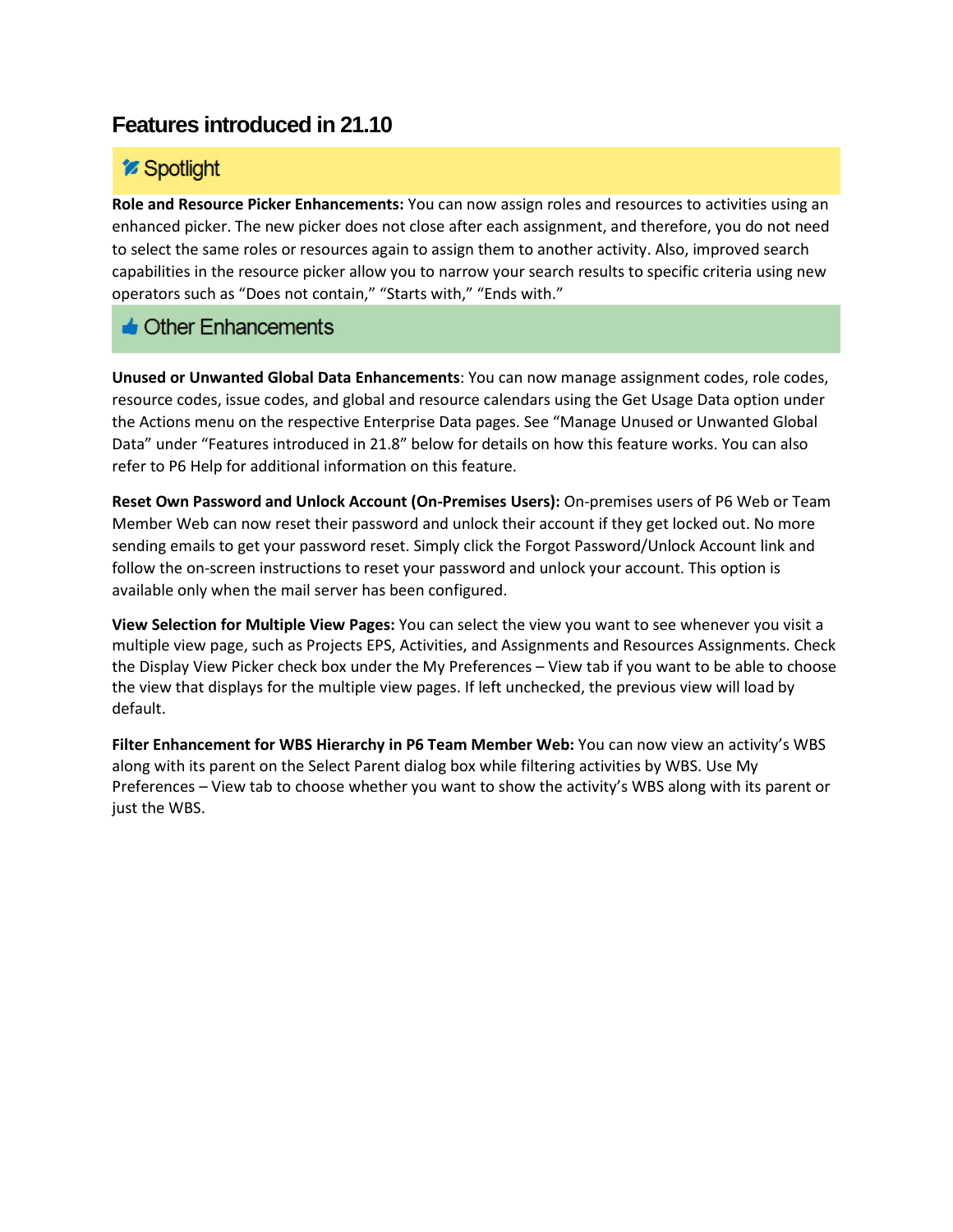## Features introduced in 21.10

### Spotlight

**Role and Resource Picker Enhancements:** You can now assign roles and resources to activities using an enhanced picker. The new picker does not close after each assignment, and therefore, you do not need to select the same roles or resources again to assign them to another activity. Also, improved search capabilities in the resource picker allow you to narrow your search results to specific criteria using new operators such as "Does not contain," "Starts with," "Ends with."

### Other Enhancements

**Unused or Unwanted Global Data Enhancements**: You can now manage assignment codes, role codes, resource codes, issue codes, and global and resource calendars using the Get Usage Data option under the Actions menu on the respective Enterprise Data pages. See "Manage Unused or Unwanted Global Data" under "Features introduced in 21.8" below for details on how this feature works. You can also refer to P6 Help for additional information on this feature.

**Reset Own Password and Unlock Account (On-Premises Users):** On-premises users of P6 Web or Team Member Web can now reset their password and unlock their account if they get locked out. No more sending emails to get your password reset. Simply click the Forgot Password/Unlock Account link and follow the on-screen instructions to reset your password and unlock your account. This option is available only when the mail server has been configured.

**View Selection for Multiple View Pages:** You can select the view you want to see whenever you visit a multiple view page, such as Projects EPS, Activities, and Assignments and Resources Assignments. Check the Display View Picker check box under the My Preferences – View tab if you want to be able to choose the view that displays for the multiple view pages. If left unchecked, the previous view will load by default.

**Filter Enhancement for WBS Hierarchy in P6 Team Member Web:** You can now view an activity's WBS along with its parent on the Select Parent dialog box while filtering activities by WBS. Use My Preferences – View tab to choose whether you want to show the activity's WBS along with its parent or just the WBS.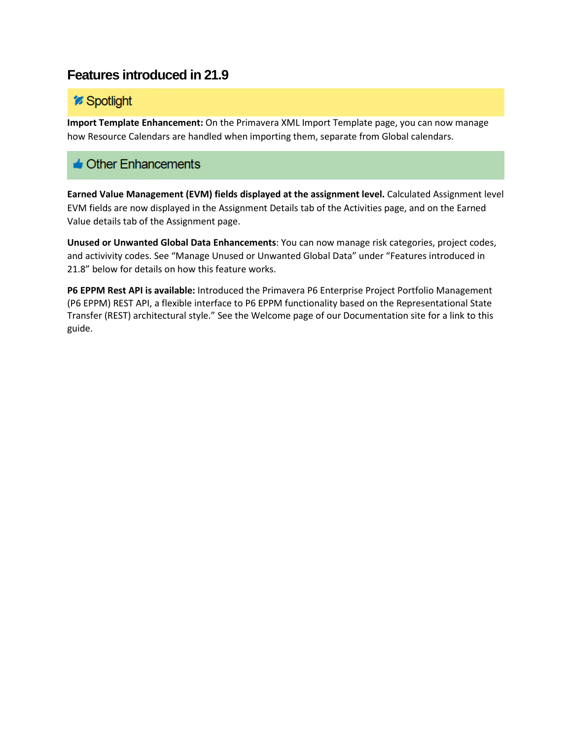## Features introduced in 21.9

### Spotlight

**Import Template Enhancement:** On the Primavera XML Import Template page, you can now manage how Resource Calendars are handled when importing them, separate from Global calendars.

### Other Enhancements

**Earned Value Management (EVM) fields displayed at the assignment level.** Calculated Assignment level EVM fields are now displayed in the Assignment Details tab of the Activities page, and on the Earned Value details tab of the Assignment page.

**Unused or Unwanted Global Data Enhancements**: You can now manage risk categories, project codes, and activivity codes. See "Manage Unused or Unwanted Global Data" under "Features introduced in 21.8" below for details on how this feature works.

**P6 EPPM Rest API is available:** Introduced the Primavera P6 Enterprise Project Portfolio Management (P6 EPPM) REST API, a flexible interface to P6 EPPM functionality based on the Representational State Transfer (REST) architectural style." See the Welcome page of our Documentation site for a link to this guide.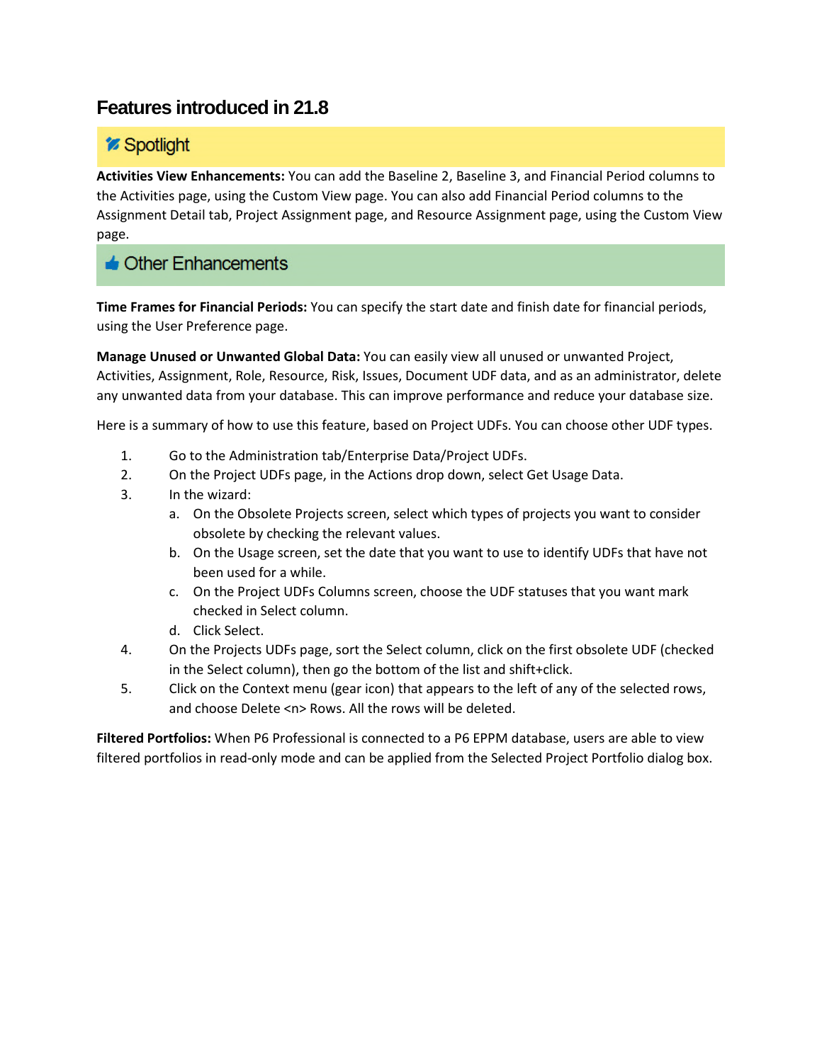## Features introduced in 21.8

### Spotlight

**Activities View Enhancements:** You can add the Baseline 2, Baseline 3, and Financial Period columns to the Activities page, using the Custom View page. You can also add Financial Period columns to the Assignment Detail tab, Project Assignment page, and Resource Assignment page, using the Custom View page.

### Other Enhancements

**Time Frames for Financial Periods:** You can specify the start date and finish date for financial periods, using the User Preference page.

**Manage Unused or Unwanted Global Data:** You can easily view all unused or unwanted Project, Activities, Assignment, Role, Resource, Risk, Issues, Document UDF data, and as an administrator, delete any unwanted data from your database. This can improve performance and reduce your database size.

Here is a summary of how to use this feature, based on Project UDFs. You can choose other UDF types.

1. Go to the Administration tab/Enterprise Data/Project UDFs.
2. On the Project UDFs page, in the Actions drop down, select Get Usage Data.
3. In the wizard:
   a. On the Obsolete Projects screen, select which types of projects you want to consider obsolete by checking the relevant values.
   b. On the Usage screen, set the date that you want to use to identify UDFs that have not been used for a while.
   c. On the Project UDFs Columns screen, choose the UDF statuses that you want mark checked in Select column.
   d. Click Select.
4. On the Projects UDFs page, sort the Select column, click on the first obsolete UDF (checked in the Select column), then go the bottom of the list and shift+click.
5. Click on the Context menu (gear icon) that appears to the left of any of the selected rows, and choose Delete <n> Rows. All the rows will be deleted.

**Filtered Portfolios:** When P6 Professional is connected to a P6 EPPM database, users are able to view filtered portfolios in read-only mode and can be applied from the Selected Project Portfolio dialog box.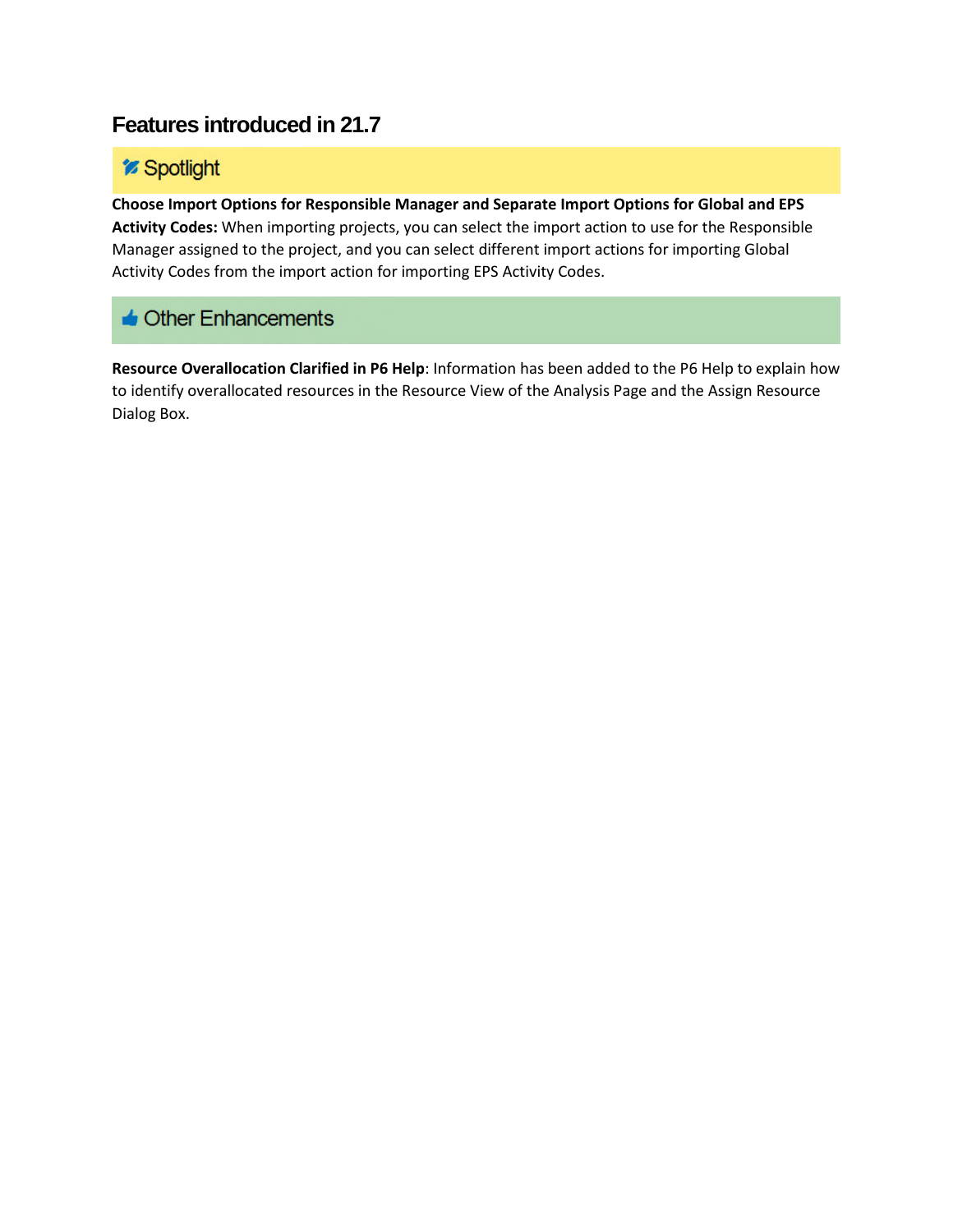## Features introduced in 21.7

### Spotlight

**Choose Import Options for Responsible Manager and Separate Import Options for Global and EPS Activity Codes:** When importing projects, you can select the import action to use for the Responsible Manager assigned to the project, and you can select different import actions for importing Global Activity Codes from the import action for importing EPS Activity Codes.

### Other Enhancements

**Resource Overallocation Clarified in P6 Help**: Information has been added to the P6 Help to explain how to identify overallocated resources in the Resource View of the Analysis Page and the Assign Resource Dialog Box.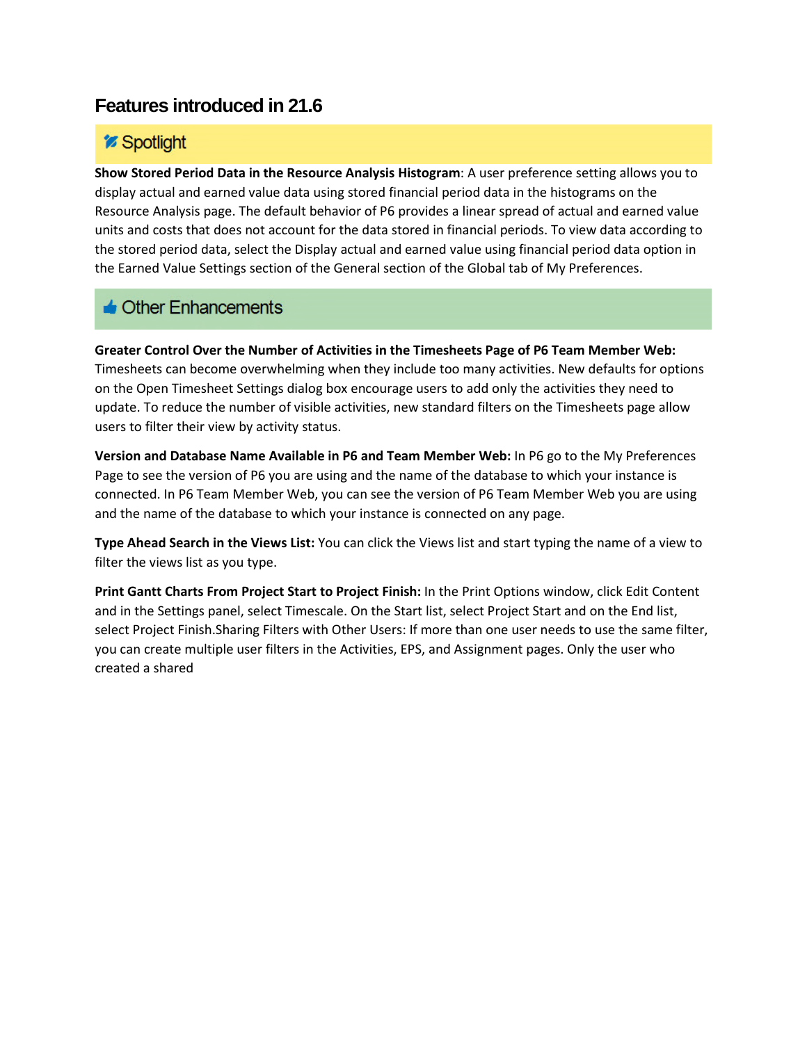## Features introduced in 21.6

### Spotlight

**Show Stored Period Data in the Resource Analysis Histogram**: A user preference setting allows you to display actual and earned value data using stored financial period data in the histograms on the Resource Analysis page. The default behavior of P6 provides a linear spread of actual and earned value units and costs that does not account for the data stored in financial periods. To view data according to the stored period data, select the Display actual and earned value using financial period data option in the Earned Value Settings section of the General section of the Global tab of My Preferences.

### Other Enhancements

**Greater Control Over the Number of Activities in the Timesheets Page of P6 Team Member Web:** Timesheets can become overwhelming when they include too many activities. New defaults for options on the Open Timesheet Settings dialog box encourage users to add only the activities they need to update. To reduce the number of visible activities, new standard filters on the Timesheets page allow users to filter their view by activity status.

**Version and Database Name Available in P6 and Team Member Web:** In P6 go to the My Preferences Page to see the version of P6 you are using and the name of the database to which your instance is connected. In P6 Team Member Web, you can see the version of P6 Team Member Web you are using and the name of the database to which your instance is connected on any page.

**Type Ahead Search in the Views List:** You can click the Views list and start typing the name of a view to filter the views list as you type.

**Print Gantt Charts From Project Start to Project Finish:** In the Print Options window, click Edit Content and in the Settings panel, select Timescale. On the Start list, select Project Start and on the End list, select Project Finish.Sharing Filters with Other Users: If more than one user needs to use the same filter, you can create multiple user filters in the Activities, EPS, and Assignment pages. Only the user who created a shared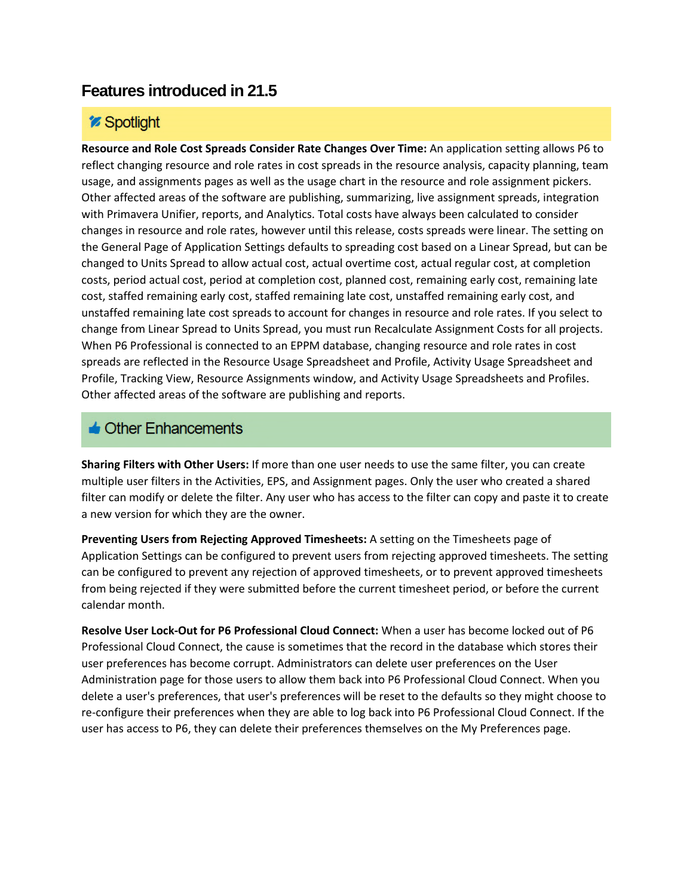## Features introduced in 21.5

### Spotlight

**Resource and Role Cost Spreads Consider Rate Changes Over Time:** An application setting allows P6 to reflect changing resource and role rates in cost spreads in the resource analysis, capacity planning, team usage, and assignments pages as well as the usage chart in the resource and role assignment pickers. Other affected areas of the software are publishing, summarizing, live assignment spreads, integration with Primavera Unifier, reports, and Analytics. Total costs have always been calculated to consider changes in resource and role rates, however until this release, costs spreads were linear. The setting on the General Page of Application Settings defaults to spreading cost based on a Linear Spread, but can be changed to Units Spread to allow actual cost, actual overtime cost, actual regular cost, at completion costs, period actual cost, period at completion cost, planned cost, remaining early cost, remaining late cost, staffed remaining early cost, staffed remaining late cost, unstaffed remaining early cost, and unstaffed remaining late cost spreads to account for changes in resource and role rates. If you select to change from Linear Spread to Units Spread, you must run Recalculate Assignment Costs for all projects. When P6 Professional is connected to an EPPM database, changing resource and role rates in cost spreads are reflected in the Resource Usage Spreadsheet and Profile, Activity Usage Spreadsheet and Profile, Tracking View, Resource Assignments window, and Activity Usage Spreadsheets and Profiles. Other affected areas of the software are publishing and reports.

### Other Enhancements

**Sharing Filters with Other Users:** If more than one user needs to use the same filter, you can create multiple user filters in the Activities, EPS, and Assignment pages. Only the user who created a shared filter can modify or delete the filter. Any user who has access to the filter can copy and paste it to create a new version for which they are the owner.

**Preventing Users from Rejecting Approved Timesheets:** A setting on the Timesheets page of Application Settings can be configured to prevent users from rejecting approved timesheets. The setting can be configured to prevent any rejection of approved timesheets, or to prevent approved timesheets from being rejected if they were submitted before the current timesheet period, or before the current calendar month.

**Resolve User Lock-Out for P6 Professional Cloud Connect:** When a user has become locked out of P6 Professional Cloud Connect, the cause is sometimes that the record in the database which stores their user preferences has become corrupt. Administrators can delete user preferences on the User Administration page for those users to allow them back into P6 Professional Cloud Connect. When you delete a user's preferences, that user's preferences will be reset to the defaults so they might choose to re-configure their preferences when they are able to log back into P6 Professional Cloud Connect. If the user has access to P6, they can delete their preferences themselves on the My Preferences page.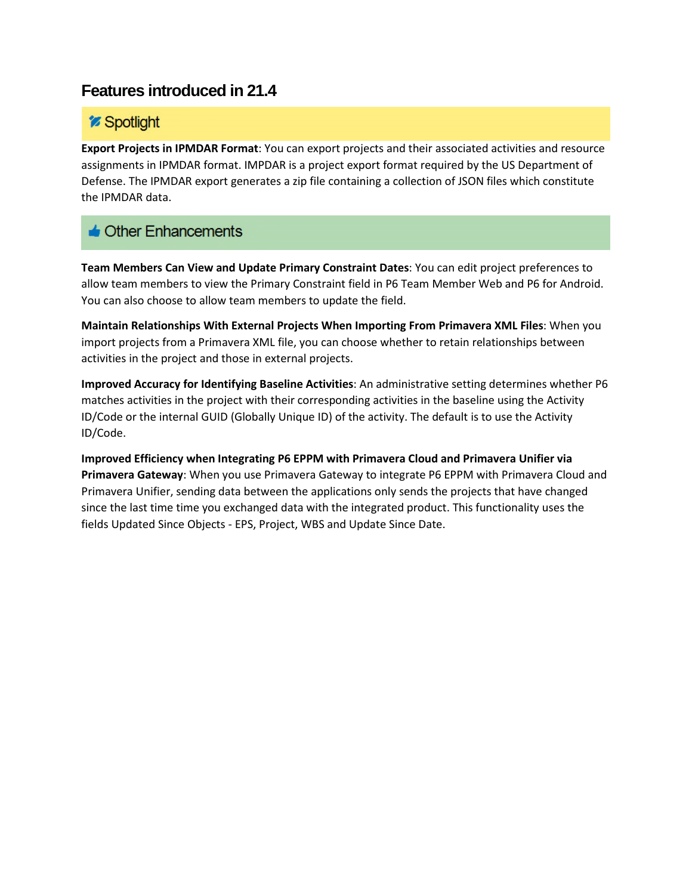## Features introduced in 21.4

### Spotlight

**Export Projects in IPMDAR Format**: You can export projects and their associated activities and resource assignments in IPMDAR format. IMPDAR is a project export format required by the US Department of Defense. The IPMDAR export generates a zip file containing a collection of JSON files which constitute the IPMDAR data.

### Other Enhancements

**Team Members Can View and Update Primary Constraint Dates**: You can edit project preferences to allow team members to view the Primary Constraint field in P6 Team Member Web and P6 for Android. You can also choose to allow team members to update the field.

**Maintain Relationships With External Projects When Importing From Primavera XML Files**: When you import projects from a Primavera XML file, you can choose whether to retain relationships between activities in the project and those in external projects.

**Improved Accuracy for Identifying Baseline Activities**: An administrative setting determines whether P6 matches activities in the project with their corresponding activities in the baseline using the Activity ID/Code or the internal GUID (Globally Unique ID) of the activity. The default is to use the Activity ID/Code.

**Improved Efficiency when Integrating P6 EPPM with Primavera Cloud and Primavera Unifier via Primavera Gateway**: When you use Primavera Gateway to integrate P6 EPPM with Primavera Cloud and Primavera Unifier, sending data between the applications only sends the projects that have changed since the last time time you exchanged data with the integrated product. This functionality uses the fields Updated Since Objects - EPS, Project, WBS and Update Since Date.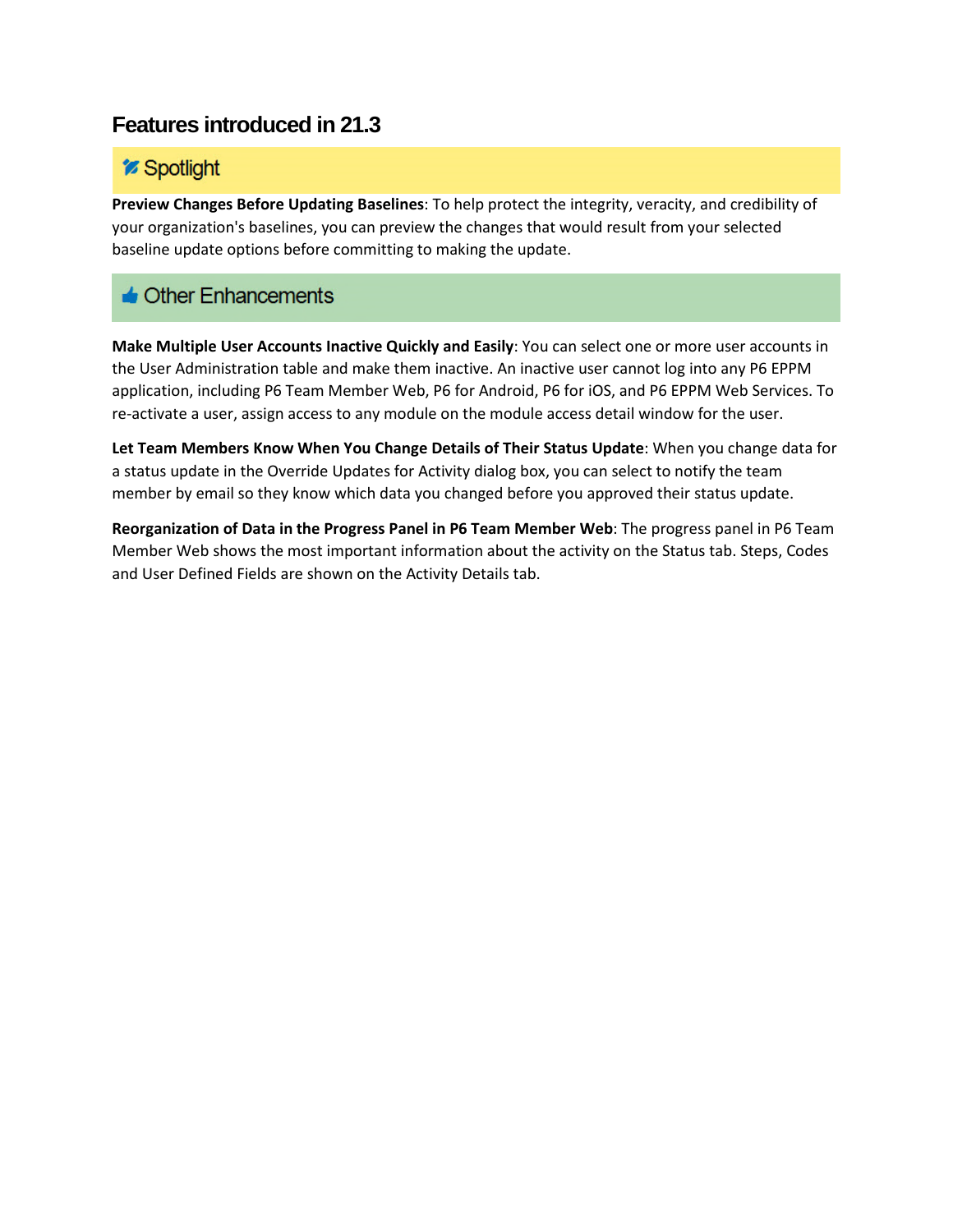## Features introduced in 21.3

### Spotlight

**Preview Changes Before Updating Baselines**: To help protect the integrity, veracity, and credibility of your organization's baselines, you can preview the changes that would result from your selected baseline update options before committing to making the update.

### Other Enhancements

**Make Multiple User Accounts Inactive Quickly and Easily**: You can select one or more user accounts in the User Administration table and make them inactive. An inactive user cannot log into any P6 EPPM application, including P6 Team Member Web, P6 for Android, P6 for iOS, and P6 EPPM Web Services. To re-activate a user, assign access to any module on the module access detail window for the user.

**Let Team Members Know When You Change Details of Their Status Update**: When you change data for a status update in the Override Updates for Activity dialog box, you can select to notify the team member by email so they know which data you changed before you approved their status update.

**Reorganization of Data in the Progress Panel in P6 Team Member Web**: The progress panel in P6 Team Member Web shows the most important information about the activity on the Status tab. Steps, Codes and User Defined Fields are shown on the Activity Details tab.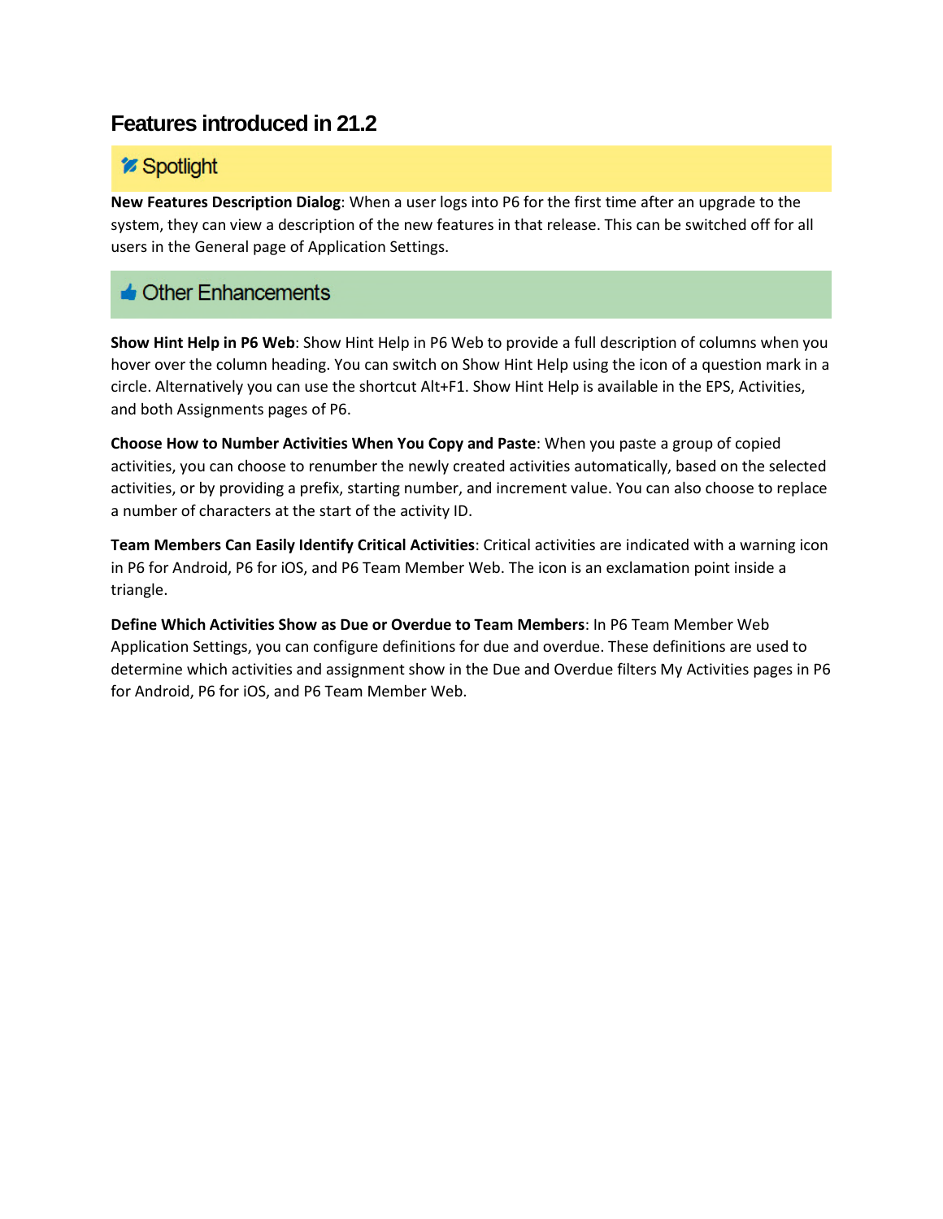## Features introduced in 21.2

### Spotlight

**New Features Description Dialog**: When a user logs into P6 for the first time after an upgrade to the system, they can view a description of the new features in that release. This can be switched off for all users in the General page of Application Settings.

### Other Enhancements

**Show Hint Help in P6 Web**: Show Hint Help in P6 Web to provide a full description of columns when you hover over the column heading. You can switch on Show Hint Help using the icon of a question mark in a circle. Alternatively you can use the shortcut Alt+F1. Show Hint Help is available in the EPS, Activities, and both Assignments pages of P6.

**Choose How to Number Activities When You Copy and Paste**: When you paste a group of copied activities, you can choose to renumber the newly created activities automatically, based on the selected activities, or by providing a prefix, starting number, and increment value. You can also choose to replace a number of characters at the start of the activity ID.

**Team Members Can Easily Identify Critical Activities**: Critical activities are indicated with a warning icon in P6 for Android, P6 for iOS, and P6 Team Member Web. The icon is an exclamation point inside a triangle.

**Define Which Activities Show as Due or Overdue to Team Members**: In P6 Team Member Web Application Settings, you can configure definitions for due and overdue. These definitions are used to determine which activities and assignment show in the Due and Overdue filters My Activities pages in P6 for Android, P6 for iOS, and P6 Team Member Web.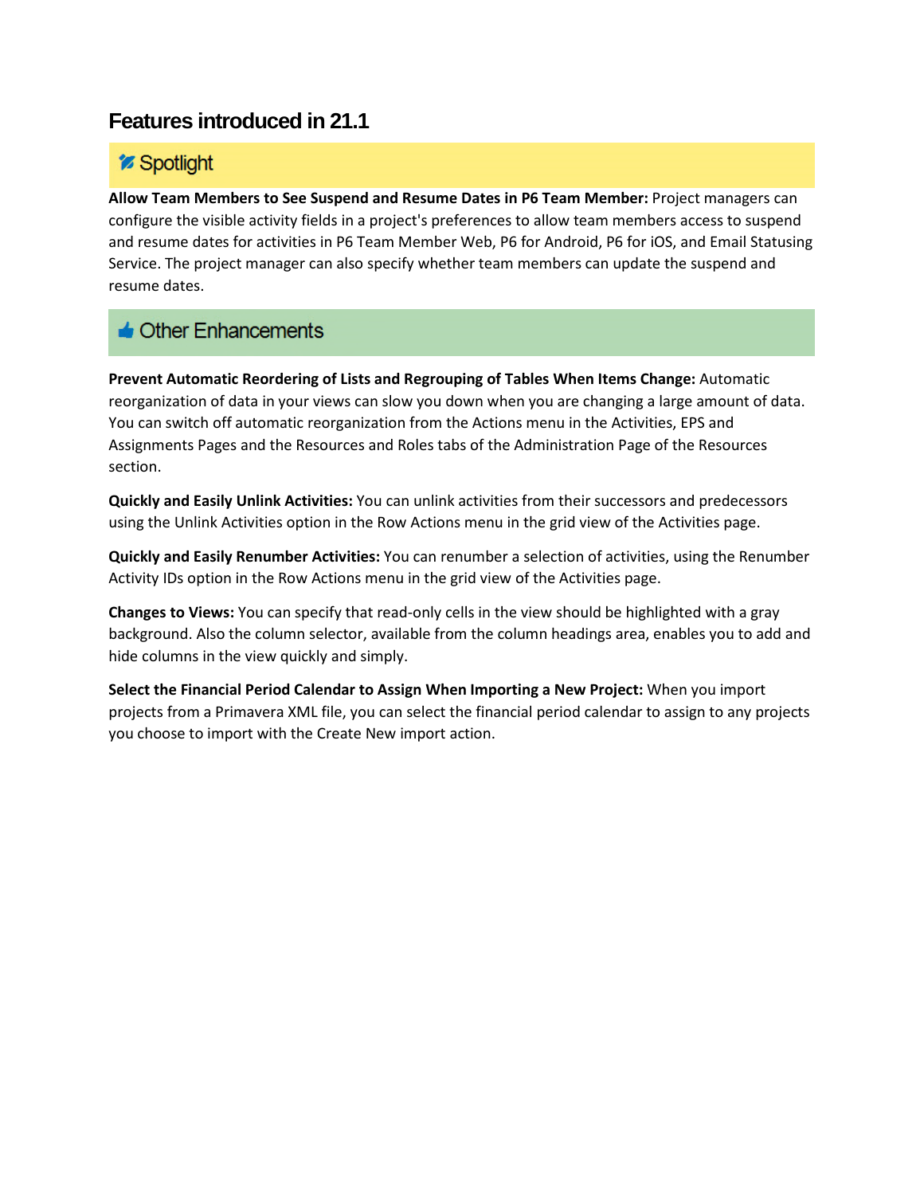## Features introduced in 21.1

### Spotlight

**Allow Team Members to See Suspend and Resume Dates in P6 Team Member:** Project managers can configure the visible activity fields in a project's preferences to allow team members access to suspend and resume dates for activities in P6 Team Member Web, P6 for Android, P6 for iOS, and Email Statusing Service. The project manager can also specify whether team members can update the suspend and resume dates.

### Other Enhancements

**Prevent Automatic Reordering of Lists and Regrouping of Tables When Items Change:** Automatic reorganization of data in your views can slow you down when you are changing a large amount of data. You can switch off automatic reorganization from the Actions menu in the Activities, EPS and Assignments Pages and the Resources and Roles tabs of the Administration Page of the Resources section.

**Quickly and Easily Unlink Activities:** You can unlink activities from their successors and predecessors using the Unlink Activities option in the Row Actions menu in the grid view of the Activities page.

**Quickly and Easily Renumber Activities:** You can renumber a selection of activities, using the Renumber Activity IDs option in the Row Actions menu in the grid view of the Activities page.

**Changes to Views:** You can specify that read-only cells in the view should be highlighted with a gray background. Also the column selector, available from the column headings area, enables you to add and hide columns in the view quickly and simply.

**Select the Financial Period Calendar to Assign When Importing a New Project:** When you import projects from a Primavera XML file, you can select the financial period calendar to assign to any projects you choose to import with the Create New import action.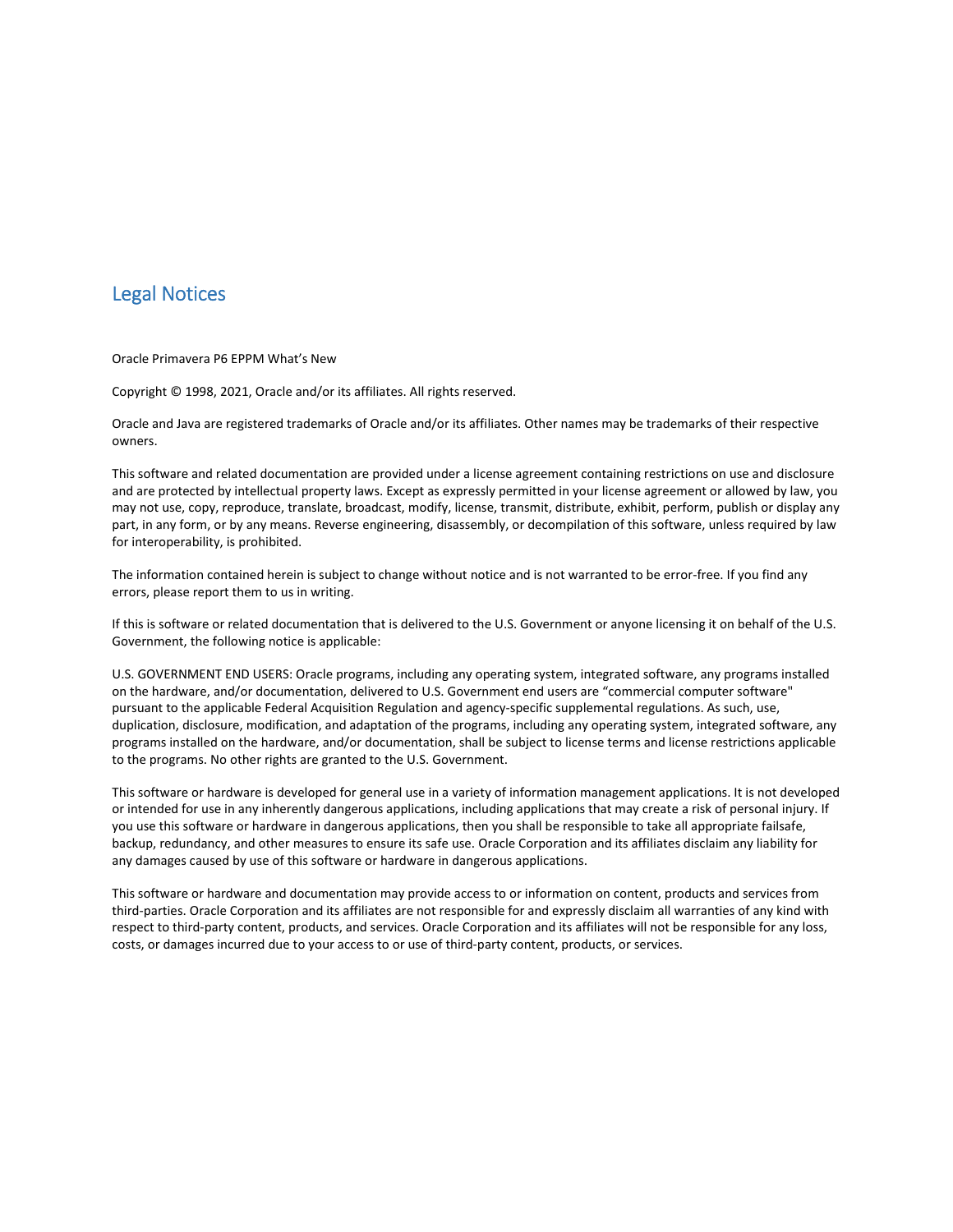# Legal Notices

Oracle Primavera P6 EPPM What's New

Copyright © 1998, 2021, Oracle and/or its affiliates. All rights reserved.

Oracle and Java are registered trademarks of Oracle and/or its affiliates. Other names may be trademarks of their respective owners.

This software and related documentation are provided under a license agreement containing restrictions on use and disclosure and are protected by intellectual property laws. Except as expressly permitted in your license agreement or allowed by law, you may not use, copy, reproduce, translate, broadcast, modify, license, transmit, distribute, exhibit, perform, publish or display any part, in any form, or by any means. Reverse engineering, disassembly, or decompilation of this software, unless required by law for interoperability, is prohibited.

The information contained herein is subject to change without notice and is not warranted to be error-free. If you find any errors, please report them to us in writing.

If this is software or related documentation that is delivered to the U.S. Government or anyone licensing it on behalf of the U.S. Government, the following notice is applicable:

U.S. GOVERNMENT END USERS: Oracle programs, including any operating system, integrated software, any programs installed on the hardware, and/or documentation, delivered to U.S. Government end users are "commercial computer software" pursuant to the applicable Federal Acquisition Regulation and agency-specific supplemental regulations. As such, use, duplication, disclosure, modification, and adaptation of the programs, including any operating system, integrated software, any programs installed on the hardware, and/or documentation, shall be subject to license terms and license restrictions applicable to the programs. No other rights are granted to the U.S. Government.

This software or hardware is developed for general use in a variety of information management applications. It is not developed or intended for use in any inherently dangerous applications, including applications that may create a risk of personal injury. If you use this software or hardware in dangerous applications, then you shall be responsible to take all appropriate failsafe, backup, redundancy, and other measures to ensure its safe use. Oracle Corporation and its affiliates disclaim any liability for any damages caused by use of this software or hardware in dangerous applications.

This software or hardware and documentation may provide access to or information on content, products and services from third-parties. Oracle Corporation and its affiliates are not responsible for and expressly disclaim all warranties of any kind with respect to third-party content, products, and services. Oracle Corporation and its affiliates will not be responsible for any loss, costs, or damages incurred due to your access to or use of third-party content, products, or services.